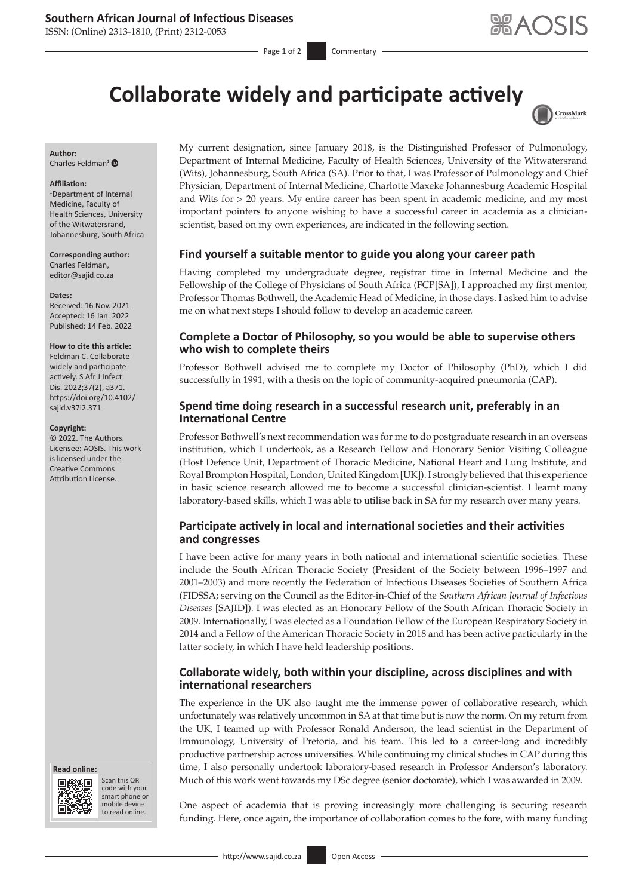# Collaborate widely and participate actively

**Author:**
Charles Feldman[1]

**Affiliation:**
[1]Department of Internal Medicine, Faculty of Health Sciences, University of the Witwatersrand, Johannesburg, South Africa

**Corresponding author:**
Charles Feldman,
editor@sajid.co.za

**Dates:**
Received: 16 Nov. 2021
Accepted: 16 Jan. 2022
Published: 14 Feb. 2022

**How to cite this article:**
Feldman C. Collaborate widely and participate actively. S Afr J Infect Dis. 2022;37(2), a371. https://doi.org/10.4102/sajid.v37i2.371

**Copyright:**
© 2022. The Authors. Licensee: AOSIS. This work is licensed under the Creative Commons Attribution License.

**Read online:**
Scan this QR code with your smart phone or mobile device to read online.

My current designation, since January 2018, is the Distinguished Professor of Pulmonology, Department of Internal Medicine, Faculty of Health Sciences, University of the Witwatersrand (Wits), Johannesburg, South Africa (SA). Prior to that, I was Professor of Pulmonology and Chief Physician, Department of Internal Medicine, Charlotte Maxeke Johannesburg Academic Hospital and Wits for > 20 years. My entire career has been spent in academic medicine, and my most important pointers to anyone wishing to have a successful career in academia as a clinician-scientist, based on my own experiences, are indicated in the following section.

## Find yourself a suitable mentor to guide you along your career path

Having completed my undergraduate degree, registrar time in Internal Medicine and the Fellowship of the College of Physicians of South Africa (FCP[SA]), I approached my first mentor, Professor Thomas Bothwell, the Academic Head of Medicine, in those days. I asked him to advise me on what next steps I should follow to develop an academic career.

## Complete a Doctor of Philosophy, so you would be able to supervise others who wish to complete theirs

Professor Bothwell advised me to complete my Doctor of Philosophy (PhD), which I did successfully in 1991, with a thesis on the topic of community-acquired pneumonia (CAP).

## Spend time doing research in a successful research unit, preferably in an International Centre

Professor Bothwell's next recommendation was for me to do postgraduate research in an overseas institution, which I undertook, as a Research Fellow and Honorary Senior Visiting Colleague (Host Defence Unit, Department of Thoracic Medicine, National Heart and Lung Institute, and Royal Brompton Hospital, London, United Kingdom [UK]). I strongly believed that this experience in basic science research allowed me to become a successful clinician-scientist. I learnt many laboratory-based skills, which I was able to utilise back in SA for my research over many years.

## Participate actively in local and international societies and their activities and congresses

I have been active for many years in both national and international scientific societies. These include the South African Thoracic Society (President of the Society between 1996–1997 and 2001–2003) and more recently the Federation of Infectious Diseases Societies of Southern Africa (FIDSSA; serving on the Council as the Editor-in-Chief of the *Southern African Journal of Infectious Diseases* [SAJID]). I was elected as an Honorary Fellow of the South African Thoracic Society in 2009. Internationally, I was elected as a Foundation Fellow of the European Respiratory Society in 2014 and a Fellow of the American Thoracic Society in 2018 and has been active particularly in the latter society, in which I have held leadership positions.

## Collaborate widely, both within your discipline, across disciplines and with international researchers

The experience in the UK also taught me the immense power of collaborative research, which unfortunately was relatively uncommon in SA at that time but is now the norm. On my return from the UK, I teamed up with Professor Ronald Anderson, the lead scientist in the Department of Immunology, University of Pretoria, and his team. This led to a career-long and incredibly productive partnership across universities. While continuing my clinical studies in CAP during this time, I also personally undertook laboratory-based research in Professor Anderson's laboratory. Much of this work went towards my DSc degree (senior doctorate), which I was awarded in 2009.

One aspect of academia that is proving increasingly more challenging is securing research funding. Here, once again, the importance of collaboration comes to the fore, with many funding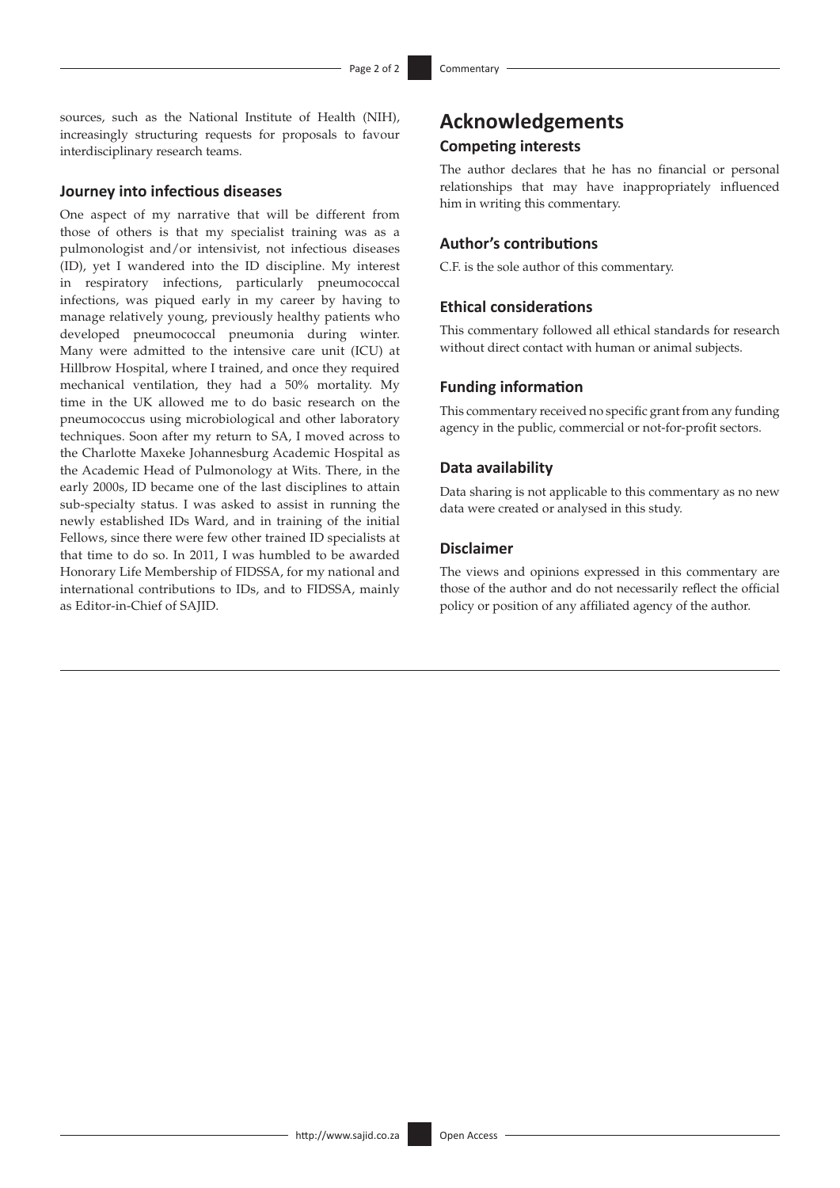sources, such as the National Institute of Health (NIH), increasingly structuring requests for proposals to favour interdisciplinary research teams.

### Journey into infectious diseases

One aspect of my narrative that will be different from those of others is that my specialist training was as a pulmonologist and/or intensivist, not infectious diseases (ID), yet I wandered into the ID discipline. My interest in respiratory infections, particularly pneumococcal infections, was piqued early in my career by having to manage relatively young, previously healthy patients who developed pneumococcal pneumonia during winter. Many were admitted to the intensive care unit (ICU) at Hillbrow Hospital, where I trained, and once they required mechanical ventilation, they had a 50% mortality. My time in the UK allowed me to do basic research on the pneumococcus using microbiological and other laboratory techniques. Soon after my return to SA, I moved across to the Charlotte Maxeke Johannesburg Academic Hospital as the Academic Head of Pulmonology at Wits. There, in the early 2000s, ID became one of the last disciplines to attain sub-specialty status. I was asked to assist in running the newly established IDs Ward, and in training of the initial Fellows, since there were few other trained ID specialists at that time to do so. In 2011, I was humbled to be awarded Honorary Life Membership of FIDSSA, for my national and international contributions to IDs, and to FIDSSA, mainly as Editor-in-Chief of SAJID.

## Acknowledgements

### Competing interests

The author declares that he has no financial or personal relationships that may have inappropriately influenced him in writing this commentary.

### Author's contributions

C.F. is the sole author of this commentary.

### Ethical considerations

This commentary followed all ethical standards for research without direct contact with human or animal subjects.

### Funding information

This commentary received no specific grant from any funding agency in the public, commercial or not-for-profit sectors.

### Data availability

Data sharing is not applicable to this commentary as no new data were created or analysed in this study.

### Disclaimer

The views and opinions expressed in this commentary are those of the author and do not necessarily reflect the official policy or position of any affiliated agency of the author.